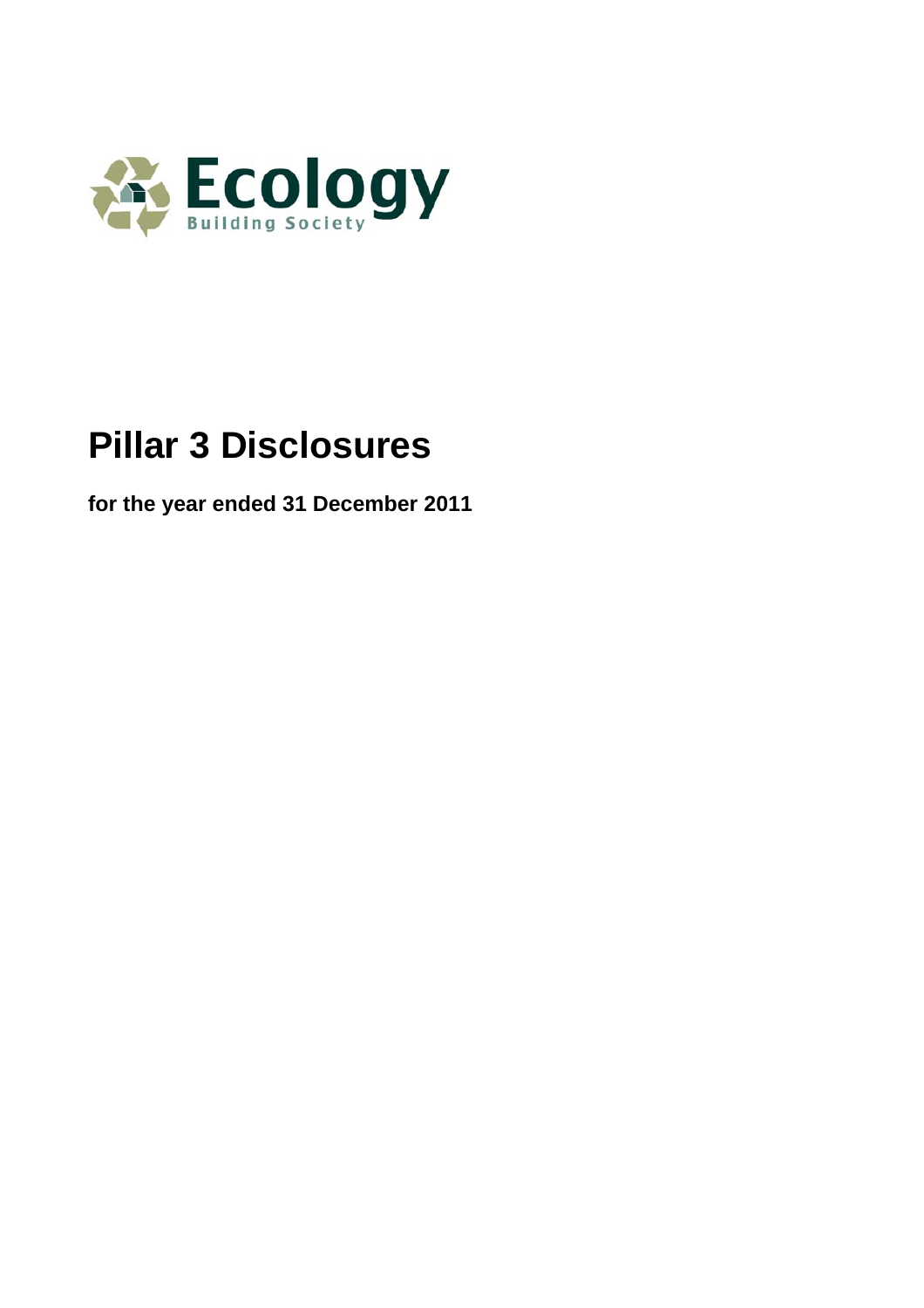Ecology

Building Society

# Pillar 3 Disclosures

**for the year ended 31 December 2011**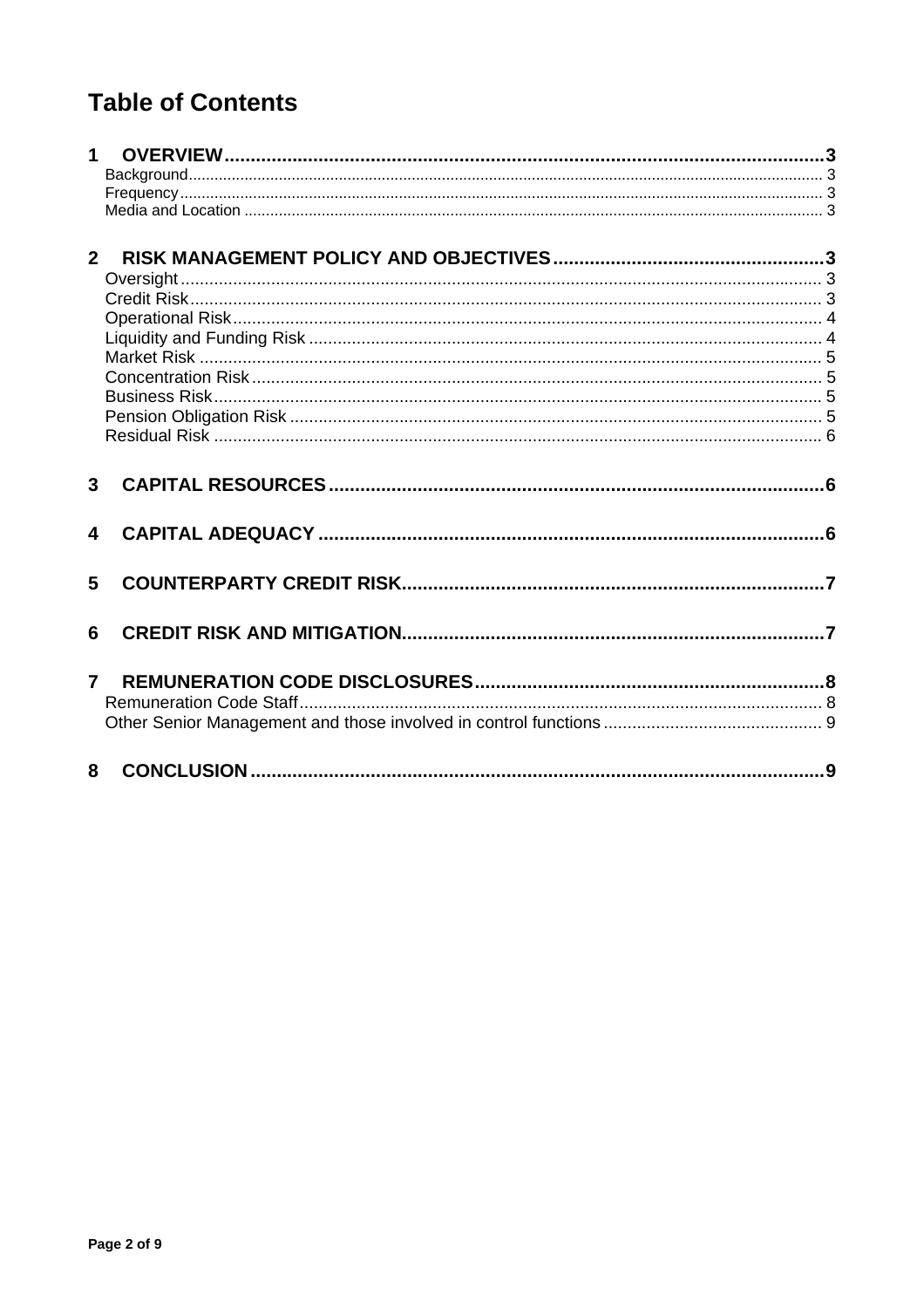# Table of Contents

**1 OVERVIEW** ........ 3
- Background ........ 3
- Frequency ........ 3
- Media and Location ........ 3

**2 RISK MANAGEMENT POLICY AND OBJECTIVES** ........ 3
- Oversight ........ 3
- Credit Risk ........ 3
- Operational Risk ........ 4
- Liquidity and Funding Risk ........ 4
- Market Risk ........ 5
- Concentration Risk ........ 5
- Business Risk ........ 5
- Pension Obligation Risk ........ 5
- Residual Risk ........ 6

**3 CAPITAL RESOURCES** ........ 6

**4 CAPITAL ADEQUACY** ........ 6

**5 COUNTERPARTY CREDIT RISK** ........ 7

**6 CREDIT RISK AND MITIGATION** ........ 7

**7 REMUNERATION CODE DISCLOSURES** ........ 8
- Remuneration Code Staff ........ 8
- Other Senior Management and those involved in control functions ........ 9

**8 CONCLUSION** ........ 9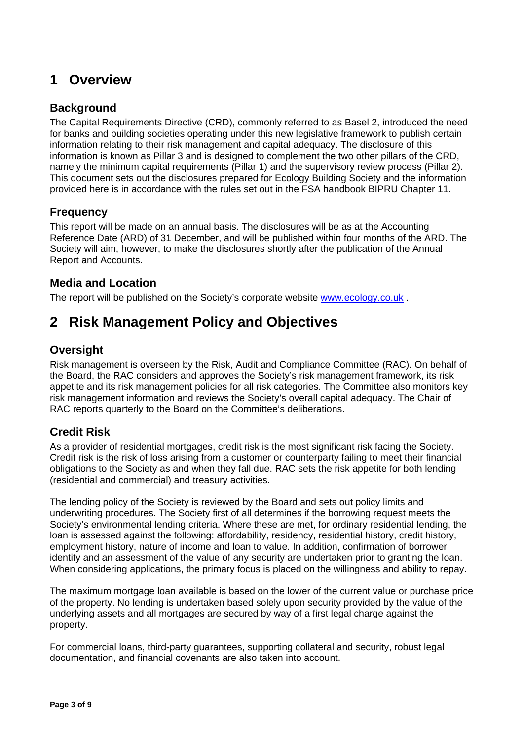# 1 Overview

## Background

The Capital Requirements Directive (CRD), commonly referred to as Basel 2, introduced the need for banks and building societies operating under this new legislative framework to publish certain information relating to their risk management and capital adequacy. The disclosure of this information is known as Pillar 3 and is designed to complement the two other pillars of the CRD, namely the minimum capital requirements (Pillar 1) and the supervisory review process (Pillar 2). This document sets out the disclosures prepared for Ecology Building Society and the information provided here is in accordance with the rules set out in the FSA handbook BIPRU Chapter 11.

## Frequency

This report will be made on an annual basis. The disclosures will be as at the Accounting Reference Date (ARD) of 31 December, and will be published within four months of the ARD. The Society will aim, however, to make the disclosures shortly after the publication of the Annual Report and Accounts.

## Media and Location

The report will be published on the Society's corporate website www.ecology.co.uk .

# 2 Risk Management Policy and Objectives

## Oversight

Risk management is overseen by the Risk, Audit and Compliance Committee (RAC). On behalf of the Board, the RAC considers and approves the Society's risk management framework, its risk appetite and its risk management policies for all risk categories. The Committee also monitors key risk management information and reviews the Society's overall capital adequacy. The Chair of RAC reports quarterly to the Board on the Committee's deliberations.

## Credit Risk

As a provider of residential mortgages, credit risk is the most significant risk facing the Society. Credit risk is the risk of loss arising from a customer or counterparty failing to meet their financial obligations to the Society as and when they fall due. RAC sets the risk appetite for both lending (residential and commercial) and treasury activities.

The lending policy of the Society is reviewed by the Board and sets out policy limits and underwriting procedures. The Society first of all determines if the borrowing request meets the Society's environmental lending criteria. Where these are met, for ordinary residential lending, the loan is assessed against the following: affordability, residency, residential history, credit history, employment history, nature of income and loan to value. In addition, confirmation of borrower identity and an assessment of the value of any security are undertaken prior to granting the loan. When considering applications, the primary focus is placed on the willingness and ability to repay.

The maximum mortgage loan available is based on the lower of the current value or purchase price of the property. No lending is undertaken based solely upon security provided by the value of the underlying assets and all mortgages are secured by way of a first legal charge against the property.

For commercial loans, third-party guarantees, supporting collateral and security, robust legal documentation, and financial covenants are also taken into account.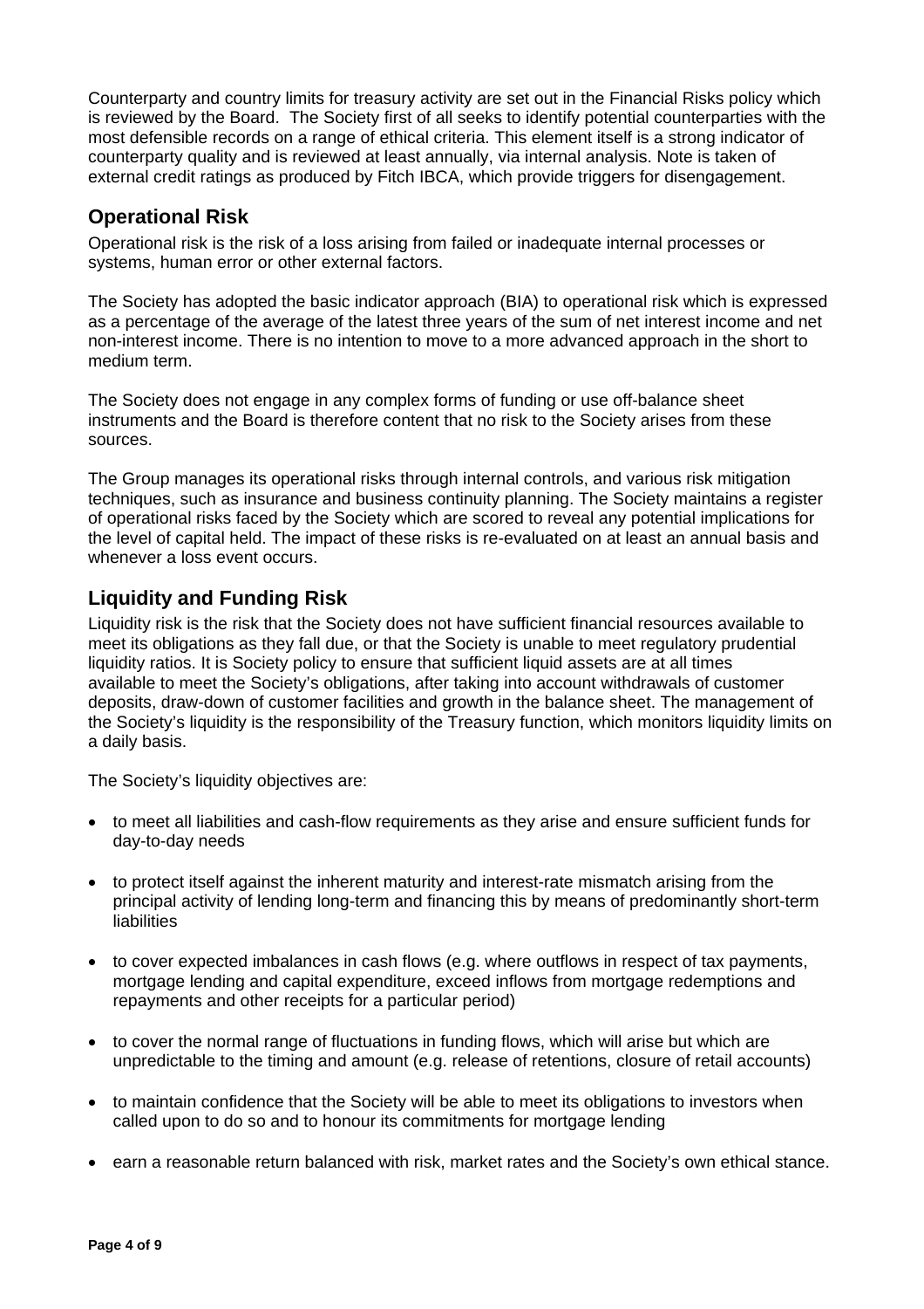Counterparty and country limits for treasury activity are set out in the Financial Risks policy which is reviewed by the Board. The Society first of all seeks to identify potential counterparties with the most defensible records on a range of ethical criteria. This element itself is a strong indicator of counterparty quality and is reviewed at least annually, via internal analysis. Note is taken of external credit ratings as produced by Fitch IBCA, which provide triggers for disengagement.

## Operational Risk

Operational risk is the risk of a loss arising from failed or inadequate internal processes or systems, human error or other external factors.

The Society has adopted the basic indicator approach (BIA) to operational risk which is expressed as a percentage of the average of the latest three years of the sum of net interest income and net non-interest income. There is no intention to move to a more advanced approach in the short to medium term.

The Society does not engage in any complex forms of funding or use off-balance sheet instruments and the Board is therefore content that no risk to the Society arises from these sources.

The Group manages its operational risks through internal controls, and various risk mitigation techniques, such as insurance and business continuity planning. The Society maintains a register of operational risks faced by the Society which are scored to reveal any potential implications for the level of capital held. The impact of these risks is re-evaluated on at least an annual basis and whenever a loss event occurs.

## Liquidity and Funding Risk

Liquidity risk is the risk that the Society does not have sufficient financial resources available to meet its obligations as they fall due, or that the Society is unable to meet regulatory prudential liquidity ratios. It is Society policy to ensure that sufficient liquid assets are at all times available to meet the Society's obligations, after taking into account withdrawals of customer deposits, draw-down of customer facilities and growth in the balance sheet. The management of the Society's liquidity is the responsibility of the Treasury function, which monitors liquidity limits on a daily basis.

The Society's liquidity objectives are:

- to meet all liabilities and cash-flow requirements as they arise and ensure sufficient funds for day-to-day needs
- to protect itself against the inherent maturity and interest-rate mismatch arising from the principal activity of lending long-term and financing this by means of predominantly short-term liabilities
- to cover expected imbalances in cash flows (e.g. where outflows in respect of tax payments, mortgage lending and capital expenditure, exceed inflows from mortgage redemptions and repayments and other receipts for a particular period)
- to cover the normal range of fluctuations in funding flows, which will arise but which are unpredictable to the timing and amount (e.g. release of retentions, closure of retail accounts)
- to maintain confidence that the Society will be able to meet its obligations to investors when called upon to do so and to honour its commitments for mortgage lending
- earn a reasonable return balanced with risk, market rates and the Society's own ethical stance.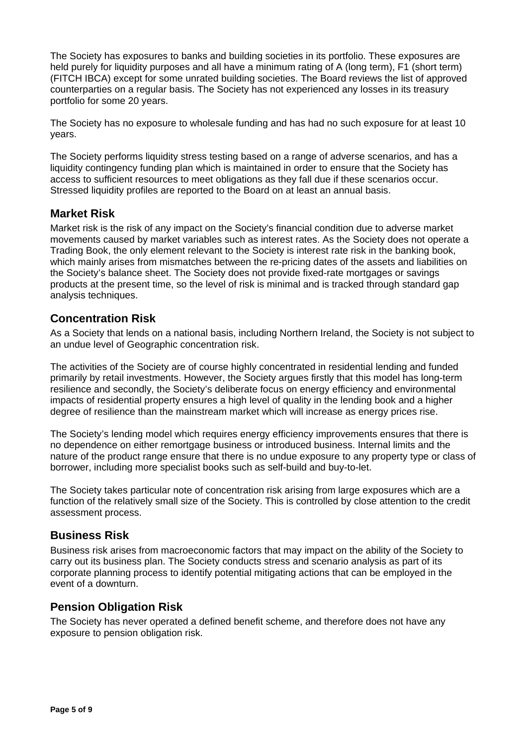The Society has exposures to banks and building societies in its portfolio. These exposures are held purely for liquidity purposes and all have a minimum rating of A (long term), F1 (short term) (FITCH IBCA) except for some unrated building societies. The Board reviews the list of approved counterparties on a regular basis. The Society has not experienced any losses in its treasury portfolio for some 20 years.

The Society has no exposure to wholesale funding and has had no such exposure for at least 10 years.

The Society performs liquidity stress testing based on a range of adverse scenarios, and has a liquidity contingency funding plan which is maintained in order to ensure that the Society has access to sufficient resources to meet obligations as they fall due if these scenarios occur. Stressed liquidity profiles are reported to the Board on at least an annual basis.

## Market Risk

Market risk is the risk of any impact on the Society's financial condition due to adverse market movements caused by market variables such as interest rates. As the Society does not operate a Trading Book, the only element relevant to the Society is interest rate risk in the banking book, which mainly arises from mismatches between the re-pricing dates of the assets and liabilities on the Society's balance sheet. The Society does not provide fixed-rate mortgages or savings products at the present time, so the level of risk is minimal and is tracked through standard gap analysis techniques.

## Concentration Risk

As a Society that lends on a national basis, including Northern Ireland, the Society is not subject to an undue level of Geographic concentration risk.

The activities of the Society are of course highly concentrated in residential lending and funded primarily by retail investments. However, the Society argues firstly that this model has long-term resilience and secondly, the Society's deliberate focus on energy efficiency and environmental impacts of residential property ensures a high level of quality in the lending book and a higher degree of resilience than the mainstream market which will increase as energy prices rise.

The Society's lending model which requires energy efficiency improvements ensures that there is no dependence on either remortgage business or introduced business. Internal limits and the nature of the product range ensure that there is no undue exposure to any property type or class of borrower, including more specialist books such as self-build and buy-to-let.

The Society takes particular note of concentration risk arising from large exposures which are a function of the relatively small size of the Society. This is controlled by close attention to the credit assessment process.

## Business Risk

Business risk arises from macroeconomic factors that may impact on the ability of the Society to carry out its business plan. The Society conducts stress and scenario analysis as part of its corporate planning process to identify potential mitigating actions that can be employed in the event of a downturn.

## Pension Obligation Risk

The Society has never operated a defined benefit scheme, and therefore does not have any exposure to pension obligation risk.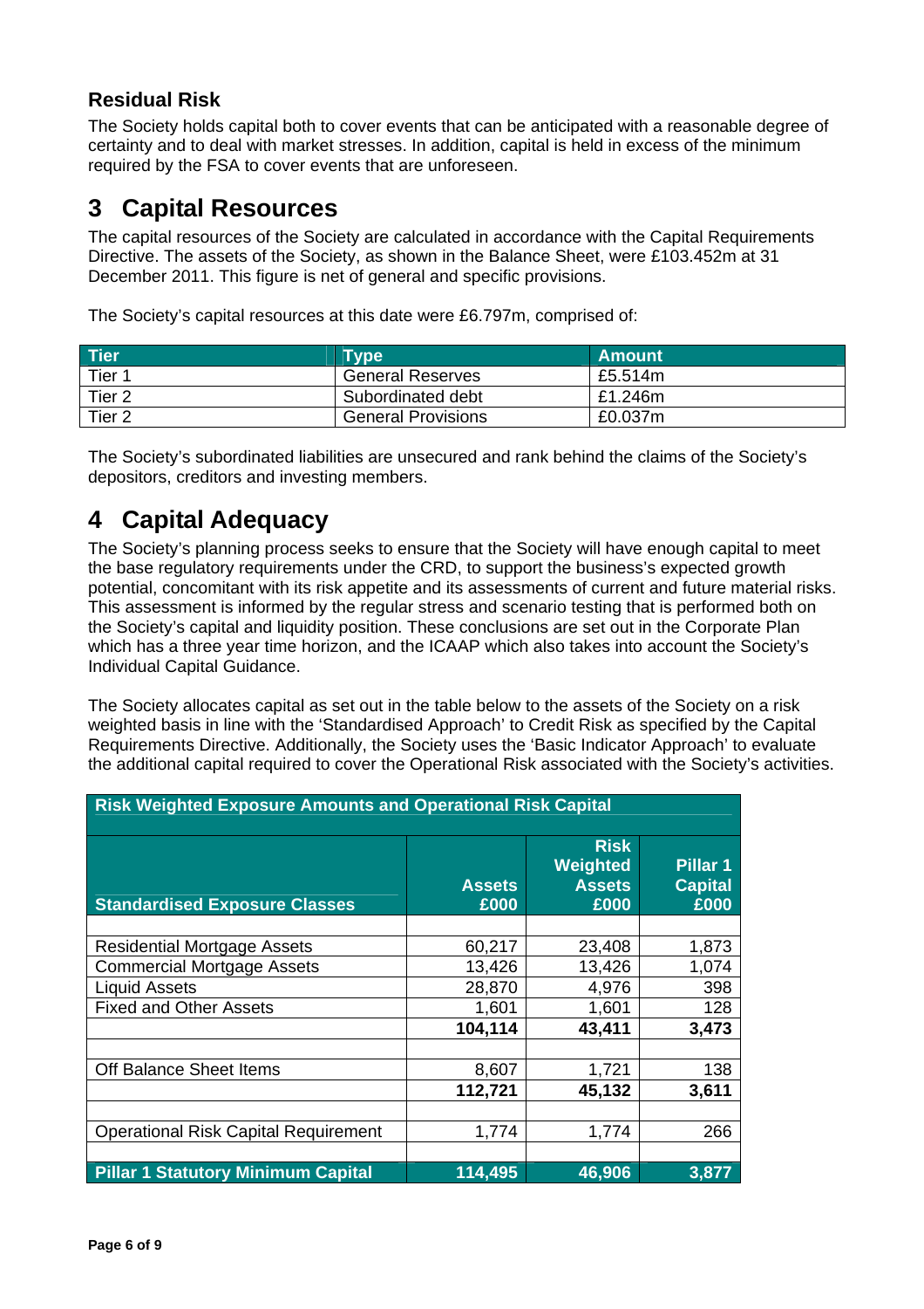### Residual Risk

The Society holds capital both to cover events that can be anticipated with a reasonable degree of certainty and to deal with market stresses. In addition, capital is held in excess of the minimum required by the FSA to cover events that are unforeseen.

## 3 Capital Resources

The capital resources of the Society are calculated in accordance with the Capital Requirements Directive. The assets of the Society, as shown in the Balance Sheet, were £103.452m at 31 December 2011. This figure is net of general and specific provisions.

The Society's capital resources at this date were £6.797m, comprised of:

| Tier | Type | Amount |
|---|---|---|
| Tier 1 | General Reserves | £5.514m |
| Tier 2 | Subordinated debt | £1.246m |
| Tier 2 | General Provisions | £0.037m |

The Society's subordinated liabilities are unsecured and rank behind the claims of the Society's depositors, creditors and investing members.

## 4 Capital Adequacy

The Society's planning process seeks to ensure that the Society will have enough capital to meet the base regulatory requirements under the CRD, to support the business's expected growth potential, concomitant with its risk appetite and its assessments of current and future material risks. This assessment is informed by the regular stress and scenario testing that is performed both on the Society's capital and liquidity position. These conclusions are set out in the Corporate Plan which has a three year time horizon, and the ICAAP which also takes into account the Society's Individual Capital Guidance.

The Society allocates capital as set out in the table below to the assets of the Society on a risk weighted basis in line with the 'Standardised Approach' to Credit Risk as specified by the Capital Requirements Directive. Additionally, the Society uses the 'Basic Indicator Approach' to evaluate the additional capital required to cover the Operational Risk associated with the Society's activities.

**Risk Weighted Exposure Amounts and Operational Risk Capital**

| Standardised Exposure Classes | Assets £000 | Risk Weighted Assets £000 | Pillar 1 Capital £000 |
|---|---|---|---|
| Residential Mortgage Assets | 60,217 | 23,408 | 1,873 |
| Commercial Mortgage Assets | 13,426 | 13,426 | 1,074 |
| Liquid Assets | 28,870 | 4,976 | 398 |
| Fixed and Other Assets | 1,601 | 1,601 | 128 |
| | **104,114** | **43,411** | **3,473** |
| Off Balance Sheet Items | 8,607 | 1,721 | 138 |
| | **112,721** | **45,132** | **3,611** |
| Operational Risk Capital Requirement | 1,774 | 1,774 | 266 |
| **Pillar 1 Statutory Minimum Capital** | **114,495** | **46,906** | **3,877** |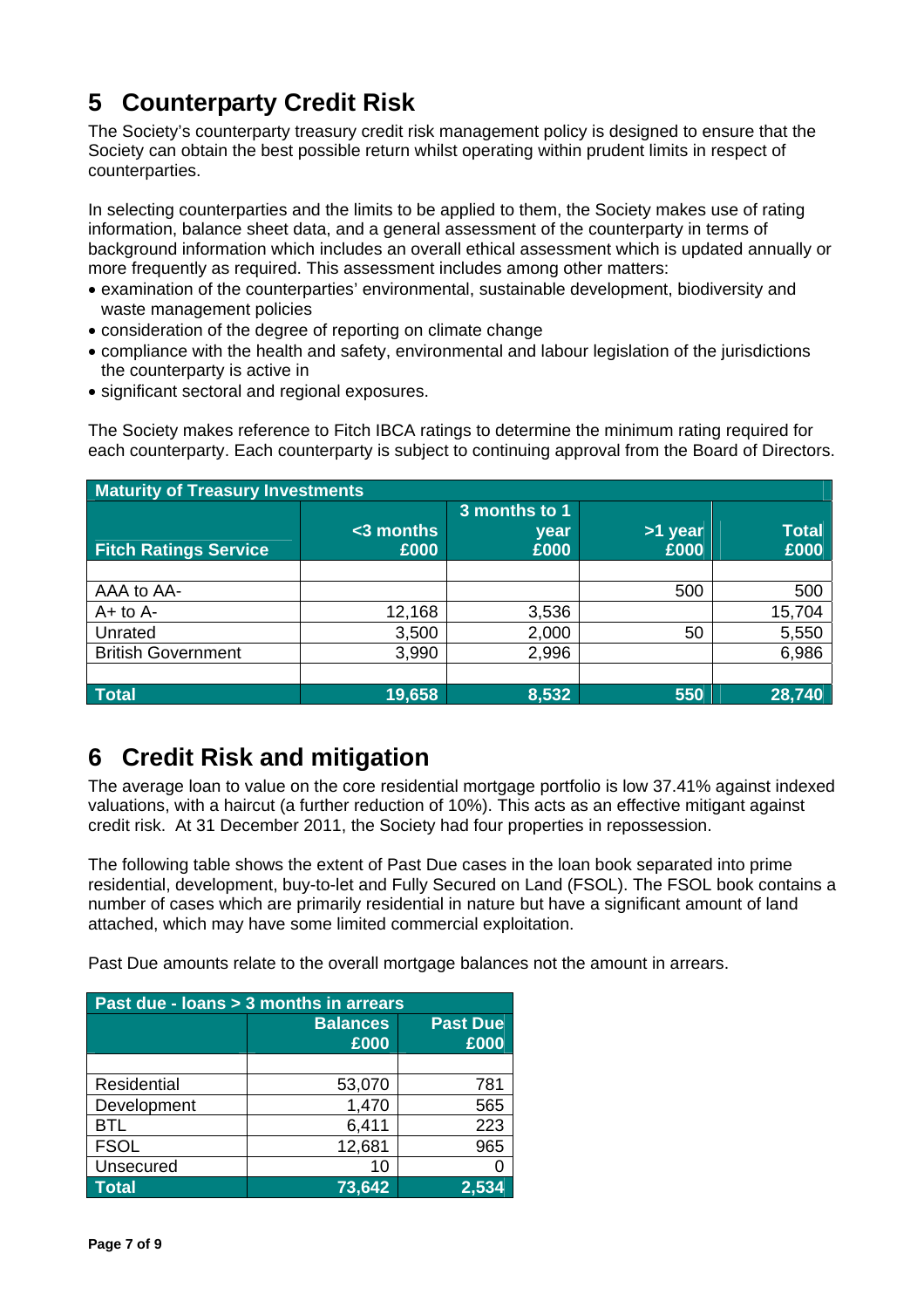# 5 Counterparty Credit Risk

The Society's counterparty treasury credit risk management policy is designed to ensure that the Society can obtain the best possible return whilst operating within prudent limits in respect of counterparties.

In selecting counterparties and the limits to be applied to them, the Society makes use of rating information, balance sheet data, and a general assessment of the counterparty in terms of background information which includes an overall ethical assessment which is updated annually or more frequently as required. This assessment includes among other matters:

- examination of the counterparties' environmental, sustainable development, biodiversity and waste management policies
- consideration of the degree of reporting on climate change
- compliance with the health and safety, environmental and labour legislation of the jurisdictions the counterparty is active in
- significant sectoral and regional exposures.

The Society makes reference to Fitch IBCA ratings to determine the minimum rating required for each counterparty. Each counterparty is subject to continuing approval from the Board of Directors.

| Maturity of Treasury Investments | | | | |
|---|---|---|---|---|
| **Fitch Ratings Service** | **<3 months £000** | **3 months to 1 year £000** | **>1 year £000** | **Total £000** |
| AAA to AA- | | | 500 | 500 |
| A+ to A- | 12,168 | 3,536 | | 15,704 |
| Unrated | 3,500 | 2,000 | 50 | 5,550 |
| British Government | 3,990 | 2,996 | | 6,986 |
| **Total** | **19,658** | **8,532** | **550** | **28,740** |

# 6 Credit Risk and mitigation

The average loan to value on the core residential mortgage portfolio is low 37.41% against indexed valuations, with a haircut (a further reduction of 10%). This acts as an effective mitigant against credit risk. At 31 December 2011, the Society had four properties in repossession.

The following table shows the extent of Past Due cases in the loan book separated into prime residential, development, buy-to-let and Fully Secured on Land (FSOL). The FSOL book contains a number of cases which are primarily residential in nature but have a significant amount of land attached, which may have some limited commercial exploitation.

Past Due amounts relate to the overall mortgage balances not the amount in arrears.

| Past due - loans > 3 months in arrears | | |
|---|---|---|
| | **Balances £000** | **Past Due £000** |
| Residential | 53,070 | 781 |
| Development | 1,470 | 565 |
| BTL | 6,411 | 223 |
| FSOL | 12,681 | 965 |
| Unsecured | 10 | 0 |
| **Total** | **73,642** | **2,534** |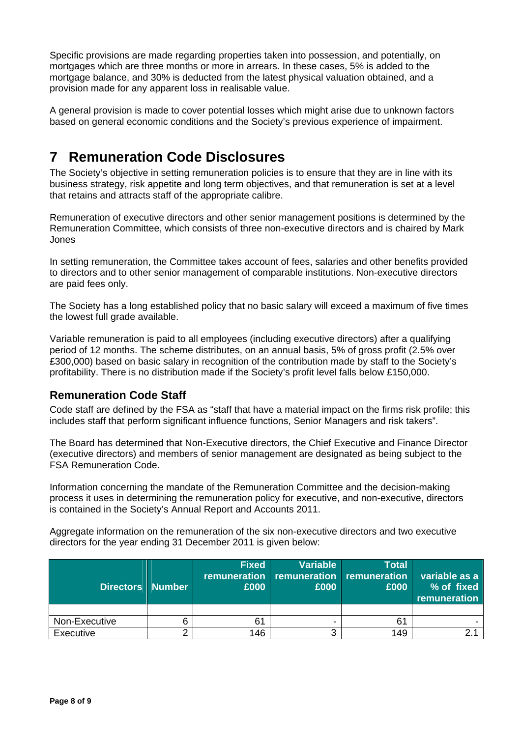Specific provisions are made regarding properties taken into possession, and potentially, on mortgages which are three months or more in arrears. In these cases, 5% is added to the mortgage balance, and 30% is deducted from the latest physical valuation obtained, and a provision made for any apparent loss in realisable value.

A general provision is made to cover potential losses which might arise due to unknown factors based on general economic conditions and the Society's previous experience of impairment.

# 7 Remuneration Code Disclosures

The Society's objective in setting remuneration policies is to ensure that they are in line with its business strategy, risk appetite and long term objectives, and that remuneration is set at a level that retains and attracts staff of the appropriate calibre.

Remuneration of executive directors and other senior management positions is determined by the Remuneration Committee, which consists of three non-executive directors and is chaired by Mark Jones

In setting remuneration, the Committee takes account of fees, salaries and other benefits provided to directors and to other senior management of comparable institutions. Non-executive directors are paid fees only.

The Society has a long established policy that no basic salary will exceed a maximum of five times the lowest full grade available.

Variable remuneration is paid to all employees (including executive directors) after a qualifying period of 12 months. The scheme distributes, on an annual basis, 5% of gross profit (2.5% over £300,000) based on basic salary in recognition of the contribution made by staff to the Society's profitability. There is no distribution made if the Society's profit level falls below £150,000.

## Remuneration Code Staff

Code staff are defined by the FSA as "staff that have a material impact on the firms risk profile; this includes staff that perform significant influence functions, Senior Managers and risk takers".

The Board has determined that Non-Executive directors, the Chief Executive and Finance Director (executive directors) and members of senior management are designated as being subject to the FSA Remuneration Code.

Information concerning the mandate of the Remuneration Committee and the decision-making process it uses in determining the remuneration policy for executive, and non-executive, directors is contained in the Society's Annual Report and Accounts 2011.

Aggregate information on the remuneration of the six non-executive directors and two executive directors for the year ending 31 December 2011 is given below:

| Directors | Number | Fixed remuneration £000 | Variable remuneration £000 | Total remuneration £000 | variable as a % of fixed remuneration |
|---|---|---|---|---|---|
| Non-Executive | 6 | 61 | - | 61 | - |
| Executive | 2 | 146 | 3 | 149 | 2.1 |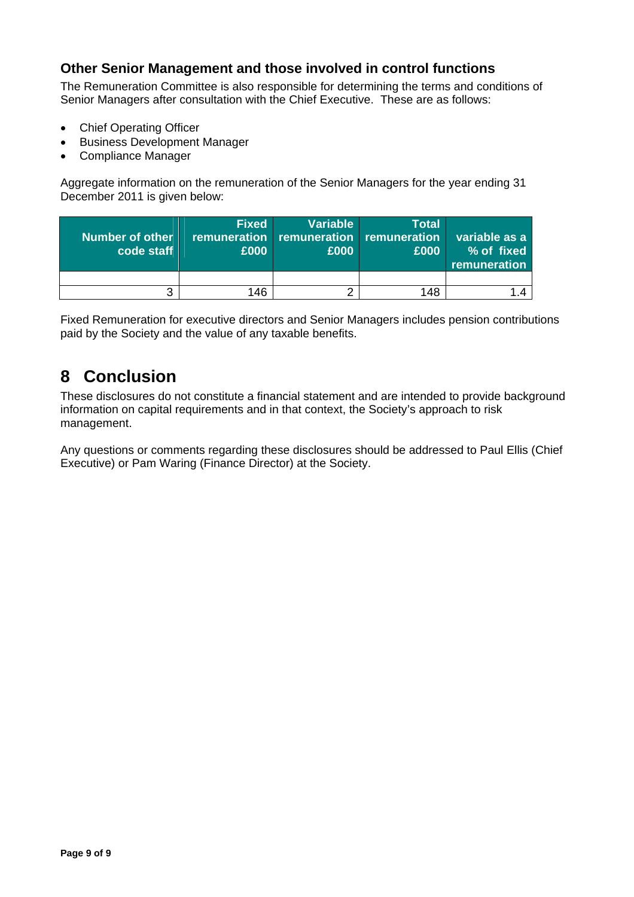### Other Senior Management and those involved in control functions

The Remuneration Committee is also responsible for determining the terms and conditions of Senior Managers after consultation with the Chief Executive. These are as follows:

- Chief Operating Officer
- Business Development Manager
- Compliance Manager

Aggregate information on the remuneration of the Senior Managers for the year ending 31 December 2011 is given below:

| Number of other code staff | Fixed remuneration £000 | Variable remuneration £000 | Total remuneration £000 | variable as a % of fixed remuneration |
|---|---|---|---|---|
| | | | | |
| 3 | 146 | 2 | 148 | 1.4 |

Fixed Remuneration for executive directors and Senior Managers includes pension contributions paid by the Society and the value of any taxable benefits.

# 8 Conclusion

These disclosures do not constitute a financial statement and are intended to provide background information on capital requirements and in that context, the Society's approach to risk management.

Any questions or comments regarding these disclosures should be addressed to Paul Ellis (Chief Executive) or Pam Waring (Finance Director) at the Society.